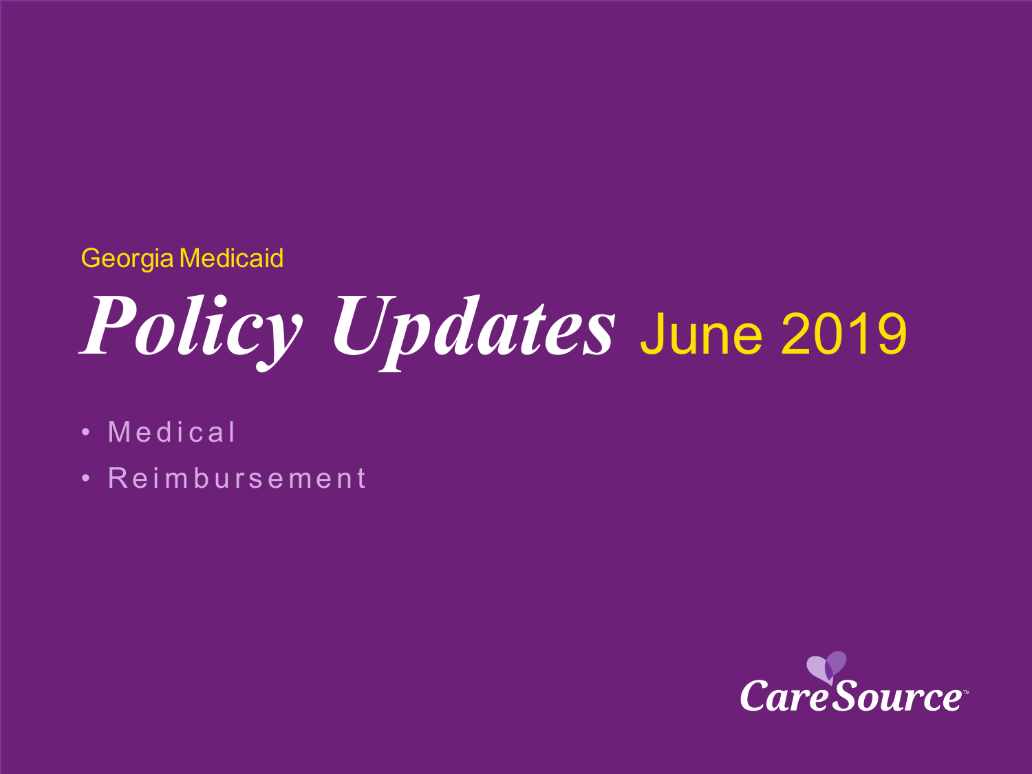Georgia Medicaid

# *Policy Updates* June 2019

- Medical
- Reimbursement

CareSource™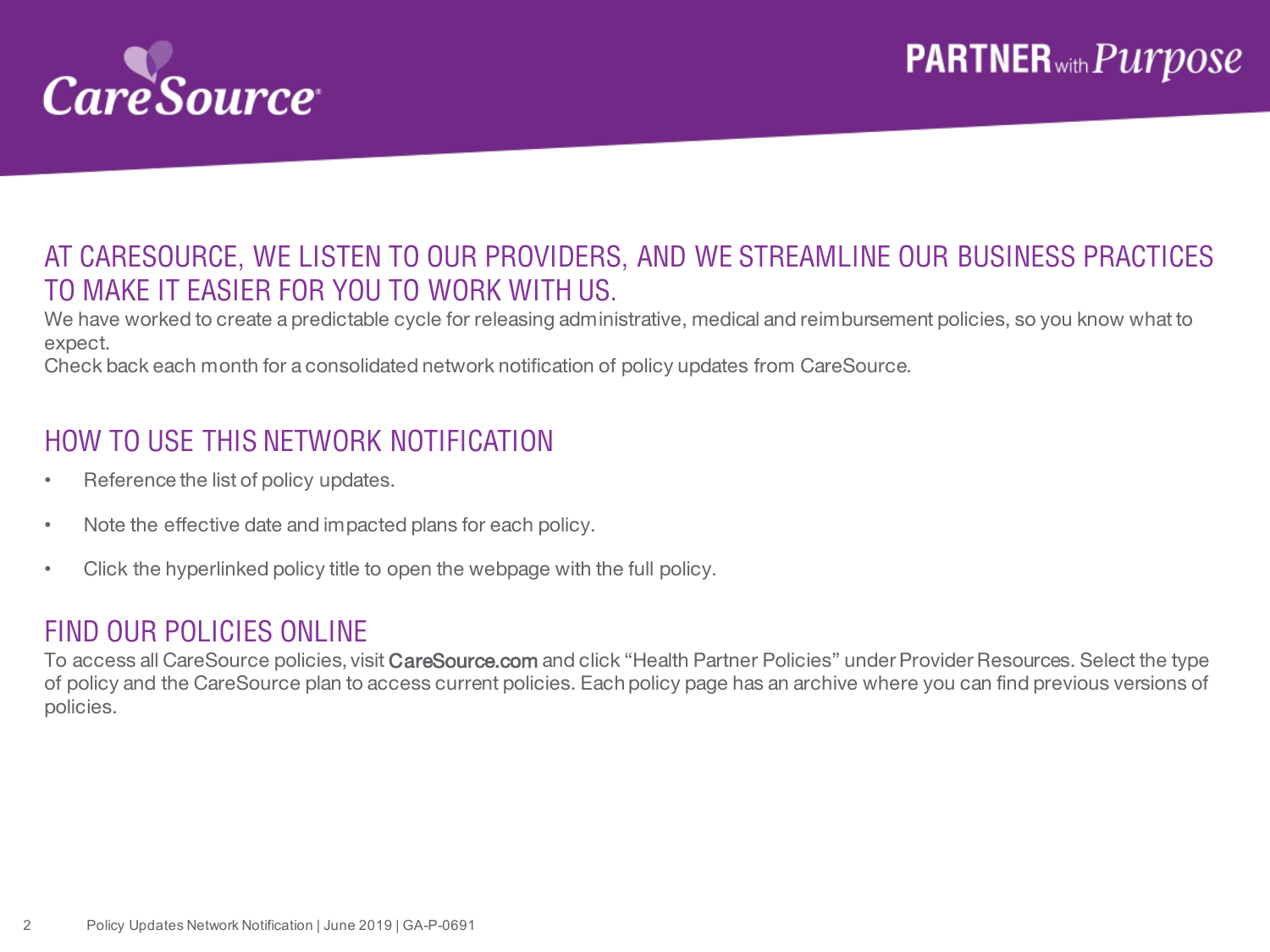CareSource

PARTNER with Purpose

## AT CARESOURCE, WE LISTEN TO OUR PROVIDERS, AND WE STREAMLINE OUR BUSINESS PRACTICES TO MAKE IT EASIER FOR YOU TO WORK WITH US.

We have worked to create a predictable cycle for releasing administrative, medical and reimbursement policies, so you know what to expect.
Check back each month for a consolidated network notification of policy updates from CareSource.

## HOW TO USE THIS NETWORK NOTIFICATION

- Reference the list of policy updates.
- Note the effective date and impacted plans for each policy.
- Click the hyperlinked policy title to open the webpage with the full policy.

## FIND OUR POLICIES ONLINE

To access all CareSource policies, visit CareSource.com and click “Health Partner Policies” under Provider Resources. Select the type of policy and the CareSource plan to access current policies. Each policy page has an archive where you can find previous versions of policies.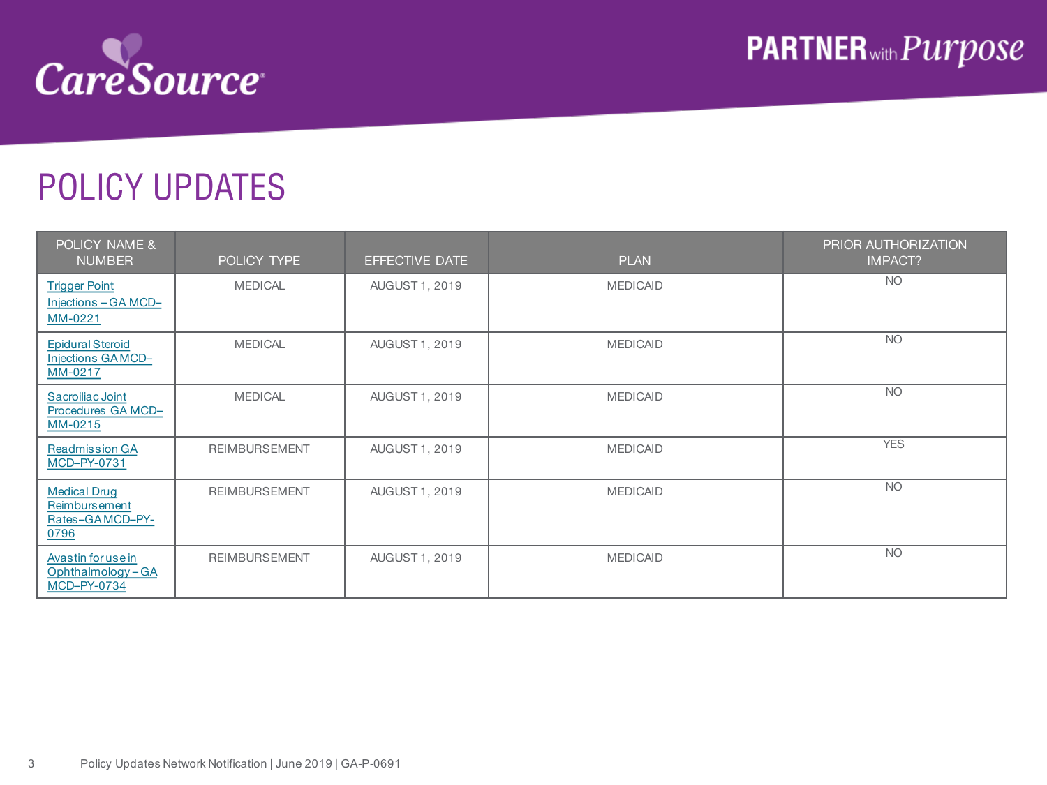# POLICY UPDATES

| POLICY NAME & NUMBER | POLICY TYPE | EFFECTIVE DATE | PLAN | PRIOR AUTHORIZATION IMPACT? |
| --- | --- | --- | --- | --- |
| Trigger Point Injections – GA MCD–MM-0221 | MEDICAL | AUGUST 1, 2019 | MEDICAID | NO |
| Epidural Steroid Injections GA MCD–MM-0217 | MEDICAL | AUGUST 1, 2019 | MEDICAID | NO |
| Sacroiliac Joint Procedures GA MCD–MM-0215 | MEDICAL | AUGUST 1, 2019 | MEDICAID | NO |
| Readmission GA MCD–PY-0731 | REIMBURSEMENT | AUGUST 1, 2019 | MEDICAID | YES |
| Medical Drug Reimbursement Rates–GA MCD–PY-0796 | REIMBURSEMENT | AUGUST 1, 2019 | MEDICAID | NO |
| Avastin for use in Ophthalmology – GA MCD–PY-0734 | REIMBURSEMENT | AUGUST 1, 2019 | MEDICAID | NO |